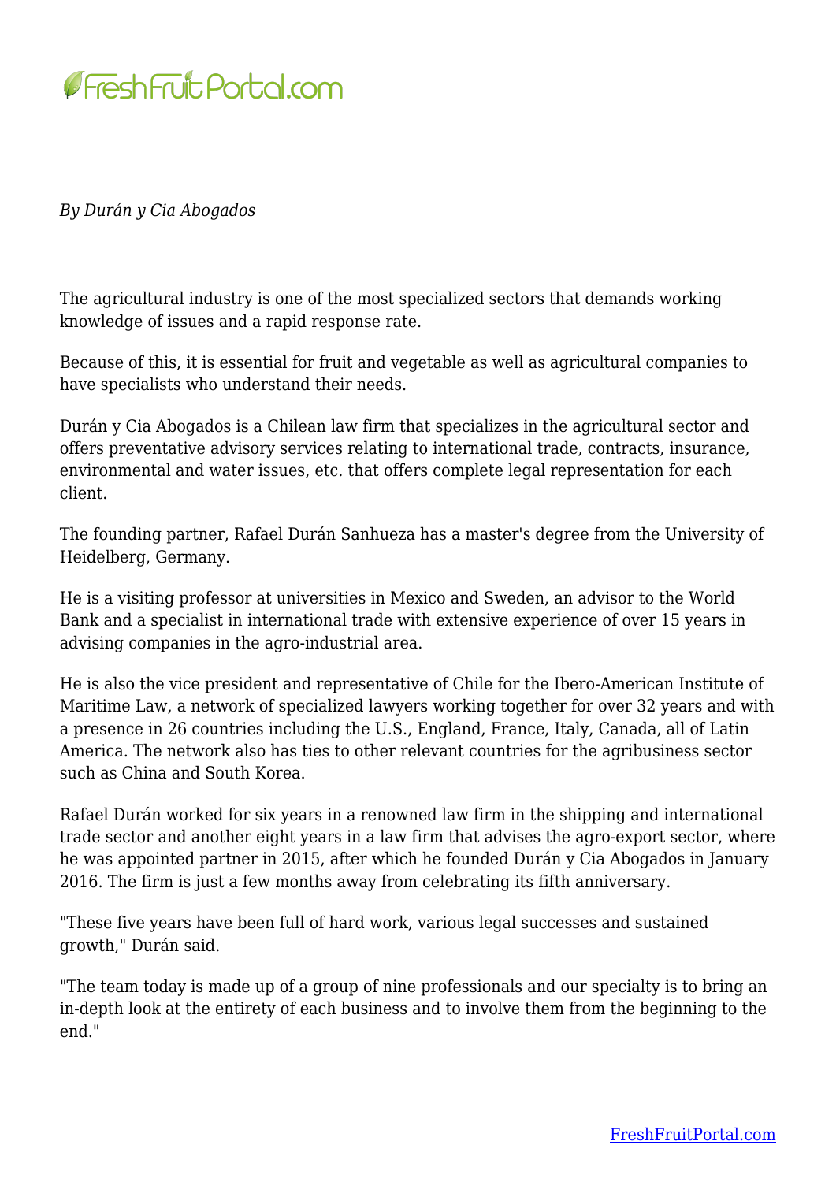*By Durán y Cia Abogados*

---

The agricultural industry is one of the most specialized sectors that demands working knowledge of issues and a rapid response rate.

Because of this, it is essential for fruit and vegetable as well as agricultural companies to have specialists who understand their needs.

Durán y Cia Abogados is a Chilean law firm that specializes in the agricultural sector and offers preventative advisory services relating to international trade, contracts, insurance, environmental and water issues, etc. that offers complete legal representation for each client.

The founding partner, Rafael Durán Sanhueza has a master's degree from the University of Heidelberg, Germany.

He is a visiting professor at universities in Mexico and Sweden, an advisor to the World Bank and a specialist in international trade with extensive experience of over 15 years in advising companies in the agro-industrial area.

He is also the vice president and representative of Chile for the Ibero-American Institute of Maritime Law, a network of specialized lawyers working together for over 32 years and with a presence in 26 countries including the U.S., England, France, Italy, Canada, all of Latin America. The network also has ties to other relevant countries for the agribusiness sector such as China and South Korea.

Rafael Durán worked for six years in a renowned law firm in the shipping and international trade sector and another eight years in a law firm that advises the agro-export sector, where he was appointed partner in 2015, after which he founded Durán y Cia Abogados in January 2016. The firm is just a few months away from celebrating its fifth anniversary.

"These five years have been full of hard work, various legal successes and sustained growth," Durán said.

"The team today is made up of a group of nine professionals and our specialty is to bring an in-depth look at the entirety of each business and to involve them from the beginning to the end."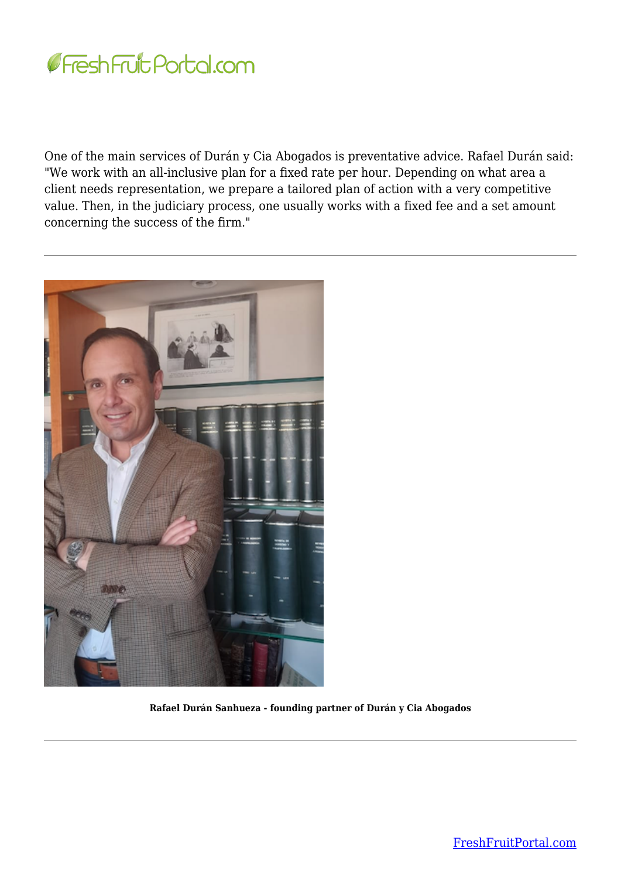One of the main services of Durán y Cia Abogados is preventative advice. Rafael Durán said: "We work with an all-inclusive plan for a fixed rate per hour. Depending on what area a client needs representation, we prepare a tailored plan of action with a very competitive value. Then, in the judiciary process, one usually works with a fixed fee and a set amount concerning the success of the firm."

---

**Rafael Durán Sanhueza - founding partner of Durán y Cia Abogados**

---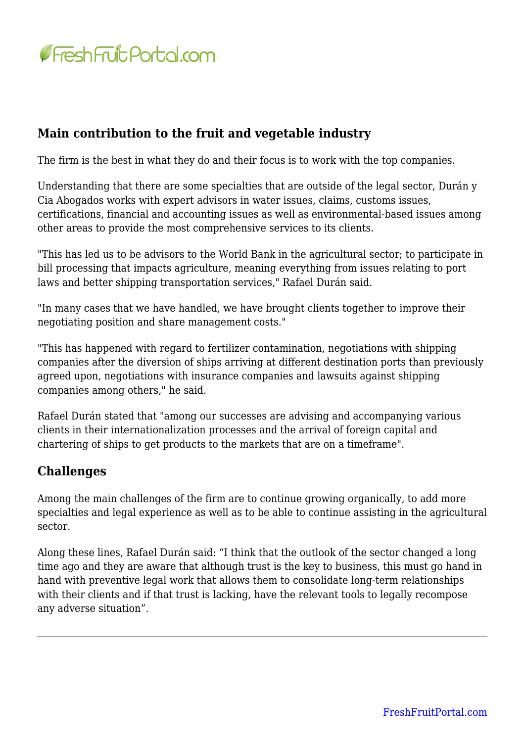## Main contribution to the fruit and vegetable industry

The firm is the best in what they do and their focus is to work with the top companies.

Understanding that there are some specialties that are outside of the legal sector, Durán y Cia Abogados works with expert advisors in water issues, claims, customs issues, certifications, financial and accounting issues as well as environmental-based issues among other areas to provide the most comprehensive services to its clients.

"This has led us to be advisors to the World Bank in the agricultural sector; to participate in bill processing that impacts agriculture, meaning everything from issues relating to port laws and better shipping transportation services," Rafael Durán said.

"In many cases that we have handled, we have brought clients together to improve their negotiating position and share management costs."

"This has happened with regard to fertilizer contamination, negotiations with shipping companies after the diversion of ships arriving at different destination ports than previously agreed upon, negotiations with insurance companies and lawsuits against shipping companies among others," he said.

Rafael Durán stated that "among our successes are advising and accompanying various clients in their internationalization processes and the arrival of foreign capital and chartering of ships to get products to the markets that are on a timeframe".

## Challenges

Among the main challenges of the firm are to continue growing organically, to add more specialties and legal experience as well as to be able to continue assisting in the agricultural sector.

Along these lines, Rafael Durán said: “I think that the outlook of the sector changed a long time ago and they are aware that although trust is the key to business, this must go hand in hand with preventive legal work that allows them to consolidate long-term relationships with their clients and if that trust is lacking, have the relevant tools to legally recompose any adverse situation”.

---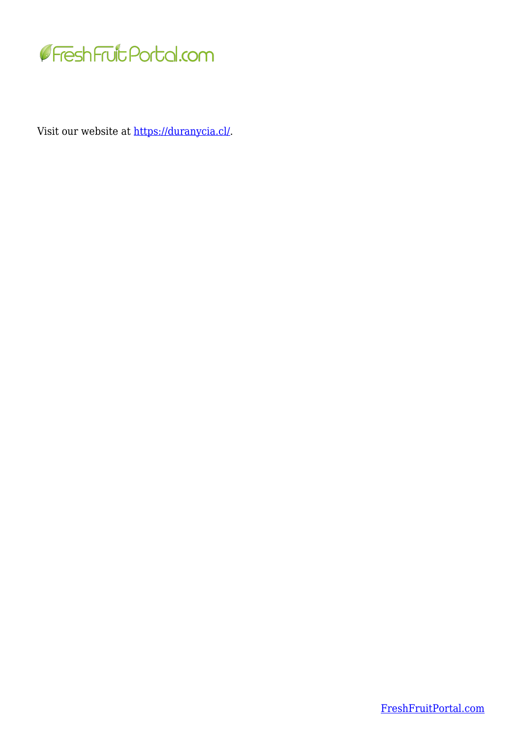Visit our website at https://duranycia.cl/.